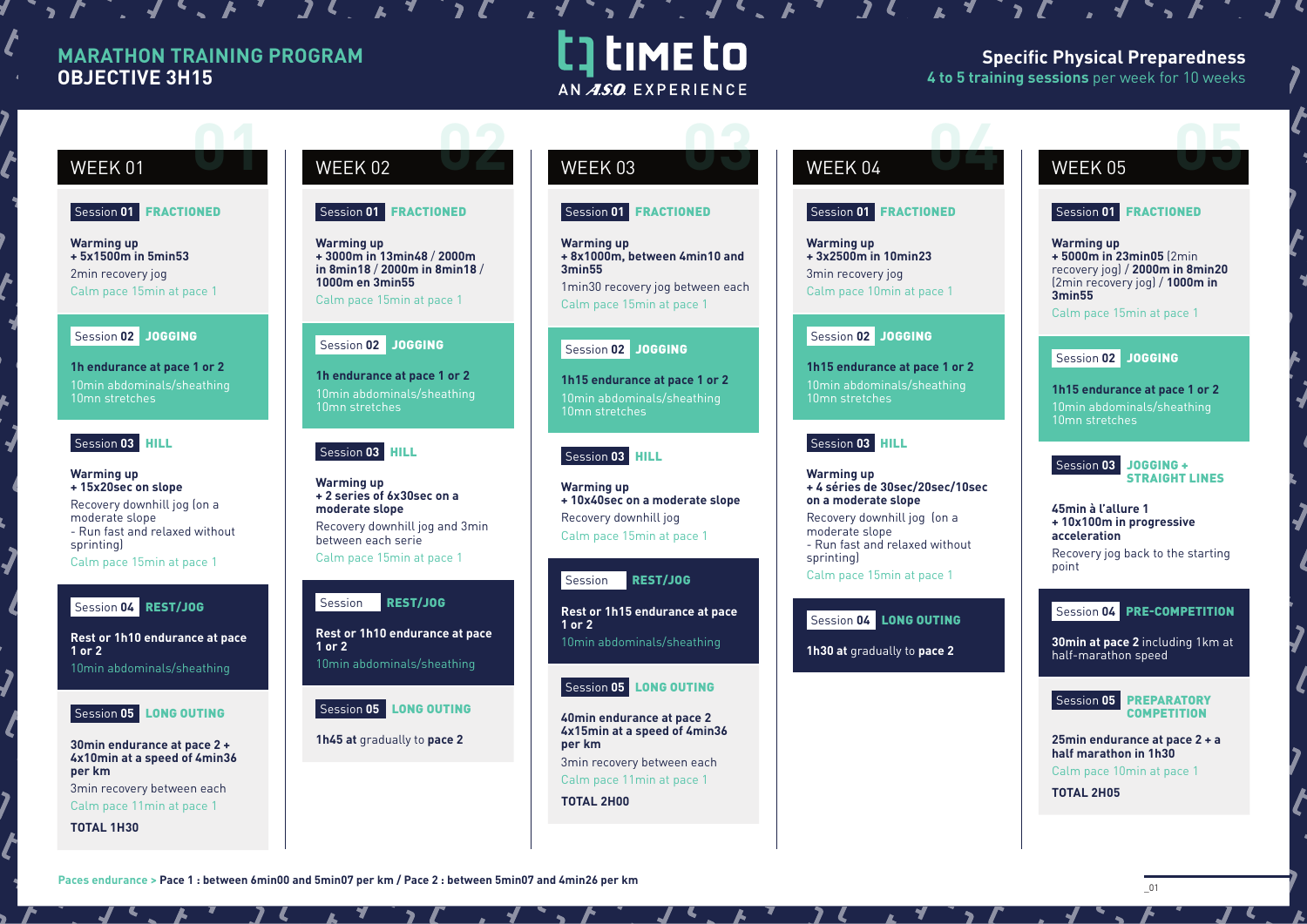# MARATHON TRAINING PROGRAM
## OBJECTIVE 3H15

tıme to — AN A.S.O. EXPERIENCE

**Specific Physical Preparedness**
4 to 5 training sessions per week for 10 weeks

## WEEK 01

**Session 01 FRACTIONED**

**Warming up**
**+ 5x1500m in 5min53**
2min recovery jog
Calm pace 15min at pace 1

**Session 02 JOGGING**

**1h endurance at pace 1 or 2**
10min abdominals/sheathing
10mn stretches

**Session 03 HILL**

**Warming up**
**+ 15x20sec on slope**
Recovery downhill jog (on a moderate slope
- Run fast and relaxed without sprinting)
Calm pace 15min at pace 1

**Session 04 REST/JOG**

**Rest or 1h10 endurance at pace 1 or 2**
10min abdominals/sheathing

**Session 05 LONG OUTING**

**30min endurance at pace 2 + 4x10min at a speed of 4min36 per km**
3min recovery between each
Calm pace 11min at pace 1

**TOTAL 1H30**

## WEEK 02

**Session 01 FRACTIONED**

**Warming up**
**+ 3000m in 13min48 / 2000m in 8min18 / 2000m in 8min18 / 1000m en 3min55**
Calm pace 15min at pace 1

**Session 02 JOGGING**

**1h endurance at pace 1 or 2**
10min abdominals/sheathing
10mn stretches

**Session 03 HILL**

**Warming up**
**+ 2 series of 6x30sec on a moderate slope**
Recovery downhill jog and 3min between each serie
Calm pace 15min at pace 1

**Session REST/JOG**

**Rest or 1h10 endurance at pace 1 or 2**
10min abdominals/sheathing

**Session 05 LONG OUTING**

**1h45 at** gradually to **pace 2**

## WEEK 03

**Session 01 FRACTIONED**

**Warming up**
**+ 8x1000m, between 4min10 and 3min55**
1min30 recovery jog between each
Calm pace 15min at pace 1

**Session 02 JOGGING**

**1h15 endurance at pace 1 or 2**
10min abdominals/sheathing
10mn stretches

**Session 03 HILL**

**Warming up**
**+ 10x40sec on a moderate slope**
Recovery downhill jog
Calm pace 15min at pace 1

**Session REST/JOG**

**Rest or 1h15 endurance at pace 1 or 2**
10min abdominals/sheathing

**Session 05 LONG OUTING**

**40min endurance at pace 2 4x15min at a speed of 4min36 per km**
3min recovery between each
Calm pace 11min at pace 1

**TOTAL 2H00**

## WEEK 04

**Session 01 FRACTIONED**

**Warming up**
**+ 3x2500m in 10min23**
3min recovery jog
Calm pace 10min at pace 1

**Session 02 JOGGING**

**1h15 endurance at pace 1 or 2**
10min abdominals/sheathing
10mn stretches

**Session 03 HILL**

**Warming up**
**+ 4 séries de 30sec/20sec/10sec on a moderate slope**
Recovery downhill jog (on a moderate slope
- Run fast and relaxed without sprinting)
Calm pace 15min at pace 1

**Session 04 LONG OUTING**

**1h30 at** gradually to **pace 2**

## WEEK 05

**Session 01 FRACTIONED**

**Warming up**
**+ 5000m in 23min05** (2min recovery jog) / **2000m in 8min20** (2min recovery jog) / **1000m in 3min55**
Calm pace 15min at pace 1

**Session 02 JOGGING**

**1h15 endurance at pace 1 or 2**
10min abdominals/sheathing
10mn stretches

**Session 03 JOGGING + STRAIGHT LINES**

**45min à l'allure 1**
**+ 10x100m in progressive acceleration**
Recovery jog back to the starting point

**Session 04 PRE-COMPETITION**

**30min at pace 2** including 1km at half-marathon speed

**Session 05 PREPARATORY COMPETITION**

**25min endurance at pace 2 + a half marathon in 1h30**
Calm pace 10min at pace 1

**TOTAL 2H05**

---

Paces endurance > **Pace 1 : between 6min00 and 5min07 per km / Pace 2 : between 5min07 and 4min26 per km**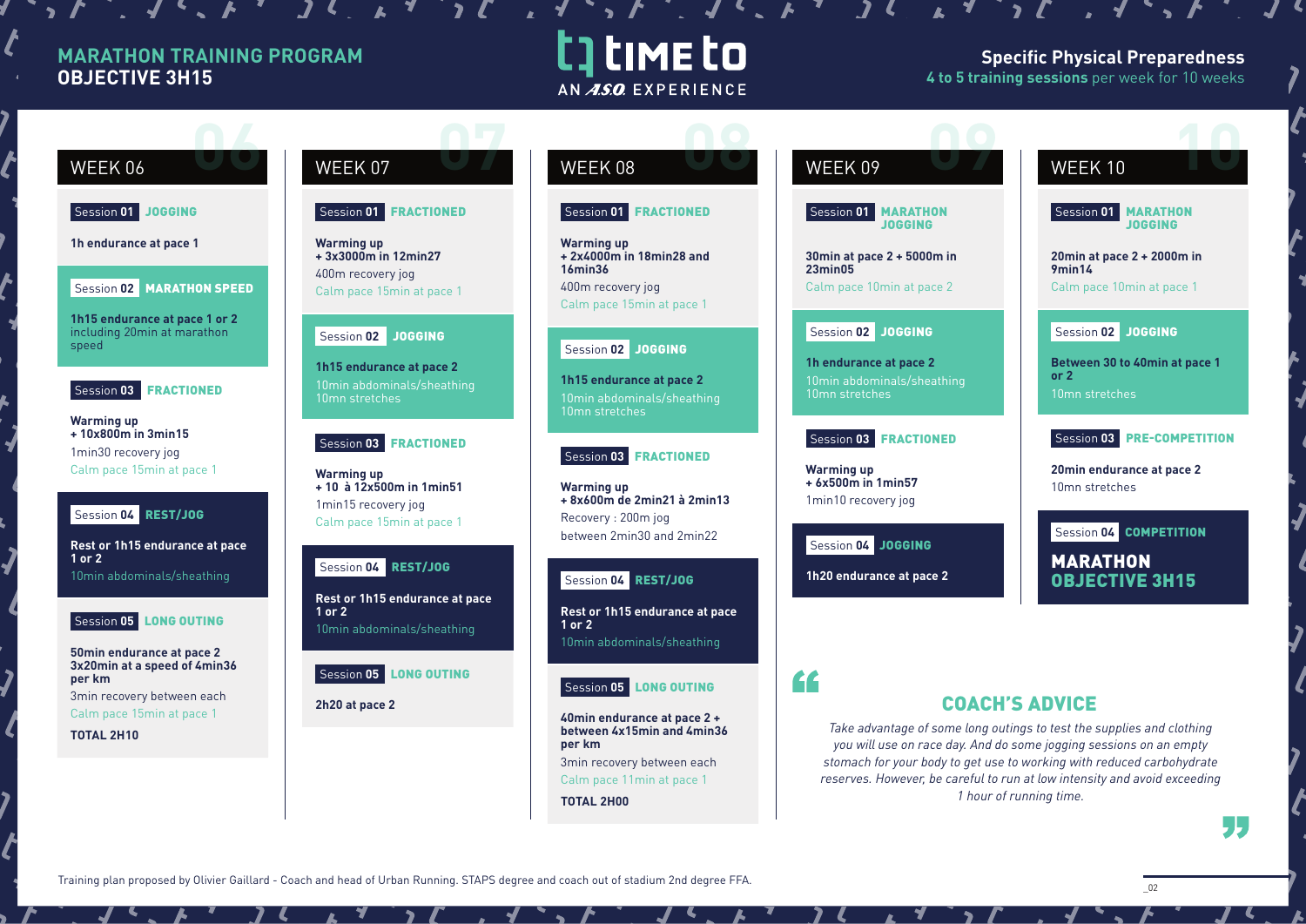**MARATHON TRAINING PROGRAM**
**OBJECTIVE 3H15**

TIME TO
AN A.S.O. EXPERIENCE

**Specific Physical Preparedness**
4 to 5 training sessions per week for 10 weeks

## WEEK 06

**Session 01** JOGGING

**1h endurance at pace 1**

**Session 02** MARATHON SPEED

**1h15 endurance at pace 1 or 2** including 20min at marathon speed

**Session 03** FRACTIONED

**Warming up**
**+ 10x800m in 3min15**
1min30 recovery jog
Calm pace 15min at pace 1

**Session 04** REST/JOG

**Rest or 1h15 endurance at pace 1 or 2**
10min abdominals/sheathing

**Session 05** LONG OUTING

**50min endurance at pace 2**
**3x20min at a speed of 4min36 per km**
3min recovery between each
Calm pace 15min at pace 1

**TOTAL 2H10**

## WEEK 07

**Session 01** FRACTIONED

**Warming up**
**+ 3x3000m in 12min27**
400m recovery jog
Calm pace 15min at pace 1

**Session 02** JOGGING

**1h15 endurance at pace 2**
10min abdominals/sheathing
10mn stretches

**Session 03** FRACTIONED

**Warming up**
**+ 10 à 12x500m in 1min51**
1min15 recovery jog
Calm pace 15min at pace 1

**Session 04** REST/JOG

**Rest or 1h15 endurance at pace 1 or 2**
10min abdominals/sheathing

**Session 05** LONG OUTING

**2h20 at pace 2**

## WEEK 08

**Session 01** FRACTIONED

**Warming up**
**+ 2x4000m in 18min28 and 16min36**
400m recovery jog
Calm pace 15min at pace 1

**Session 02** JOGGING

**1h15 endurance at pace 2**
10min abdominals/sheathing
10mn stretches

**Session 03** FRACTIONED

**Warming up**
**+ 8x600m de 2min21 à 2min13**
Recovery : 200m jog
between 2min30 and 2min22

**Session 04** REST/JOG

**Rest or 1h15 endurance at pace 1 or 2**
10min abdominals/sheathing

**Session 05** LONG OUTING

**40min endurance at pace 2 + between 4x15min and 4min36 per km**
3min recovery between each
Calm pace 11min at pace 1

**TOTAL 2H00**

## WEEK 09

**Session 01** MARATHON JOGGING

**30min at pace 2 + 5000m in 23min05**
Calm pace 10min at pace 2

**Session 02** JOGGING

**1h endurance at pace 2**
10min abdominals/sheathing
10mn stretches

**Session 03** FRACTIONED

**Warming up**
**+ 6x500m in 1min57**
1min10 recovery jog

**Session 04** JOGGING

**1h20 endurance at pace 2**

## WEEK 10

**Session 01** MARATHON JOGGING

**20min at pace 2 + 2000m in 9min14**
Calm pace 10min at pace 1

**Session 02** JOGGING

**Between 30 to 40min at pace 1 or 2**
10mn stretches

**Session 03** PRE-COMPETITION

**20min endurance at pace 2**
10mn stretches

**Session 04** COMPETITION

**MARATHON OBJECTIVE 3H15**

## COACH'S ADVICE

*Take advantage of some long outings to test the supplies and clothing you will use on race day. And do some jogging sessions on an empty stomach for your body to get use to working with reduced carbohydrate reserves. However, be careful to run at low intensity and avoid exceeding 1 hour of running time.*

Training plan proposed by Olivier Gaillard - Coach and head of Urban Running. STAPS degree and coach out of stadium 2nd degree FFA.